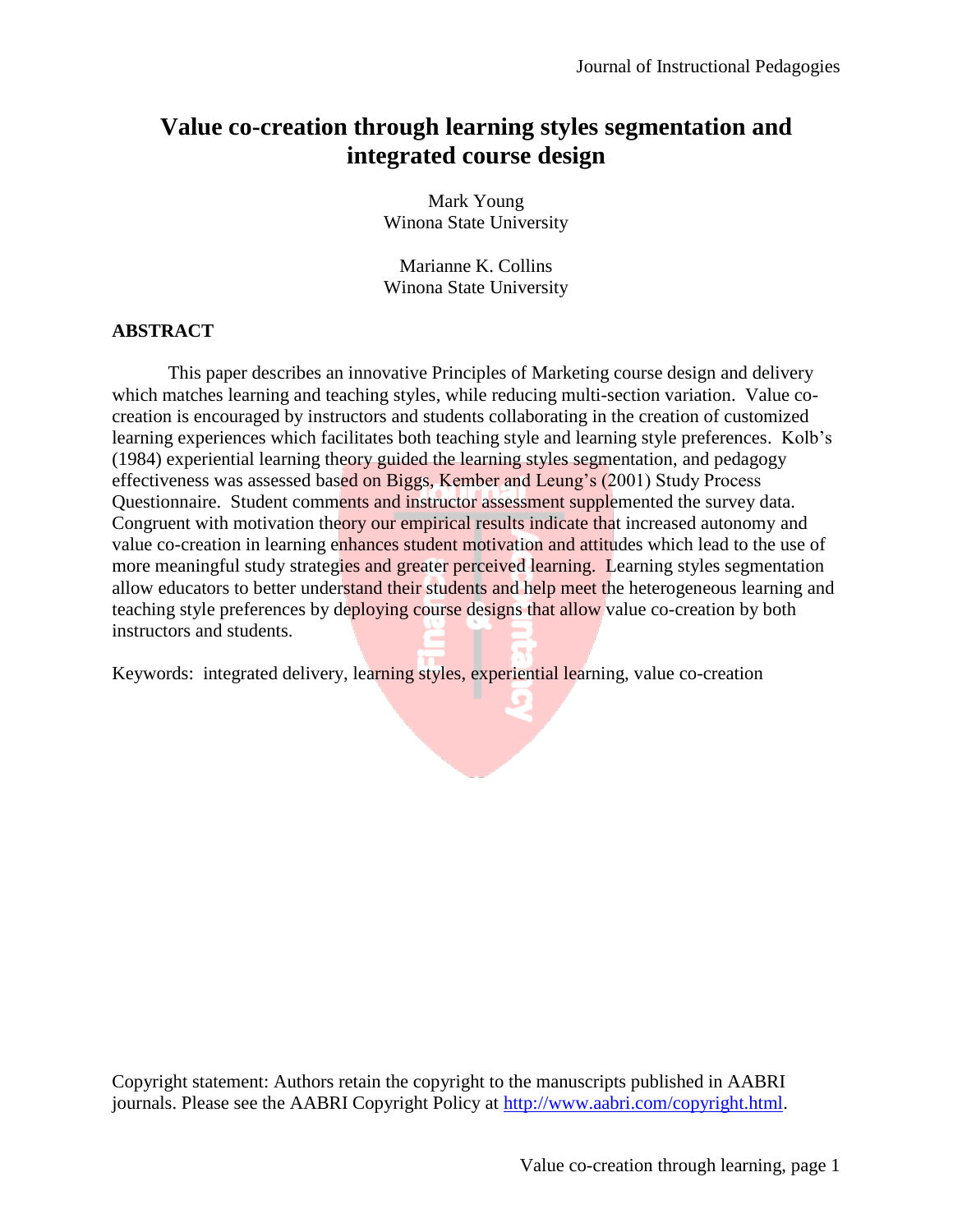# Value co-creation through learning styles segmentation and integrated course design

Mark Young
Winona State University

Marianne K. Collins
Winona State University

## ABSTRACT

This paper describes an innovative Principles of Marketing course design and delivery which matches learning and teaching styles, while reducing multi-section variation. Value co-creation is encouraged by instructors and students collaborating in the creation of customized learning experiences which facilitates both teaching style and learning style preferences. Kolb's (1984) experiential learning theory guided the learning styles segmentation, and pedagogy effectiveness was assessed based on Biggs, Kember and Leung's (2001) Study Process Questionnaire. Student comments and instructor assessment supplemented the survey data. Congruent with motivation theory our empirical results indicate that increased autonomy and value co-creation in learning enhances student motivation and attitudes which lead to the use of more meaningful study strategies and greater perceived learning. Learning styles segmentation allow educators to better understand their students and help meet the heterogeneous learning and teaching style preferences by deploying course designs that allow value co-creation by both instructors and students.

Keywords: integrated delivery, learning styles, experiential learning, value co-creation

Copyright statement: Authors retain the copyright to the manuscripts published in AABRI journals. Please see the AABRI Copyright Policy at http://www.aabri.com/copyright.html.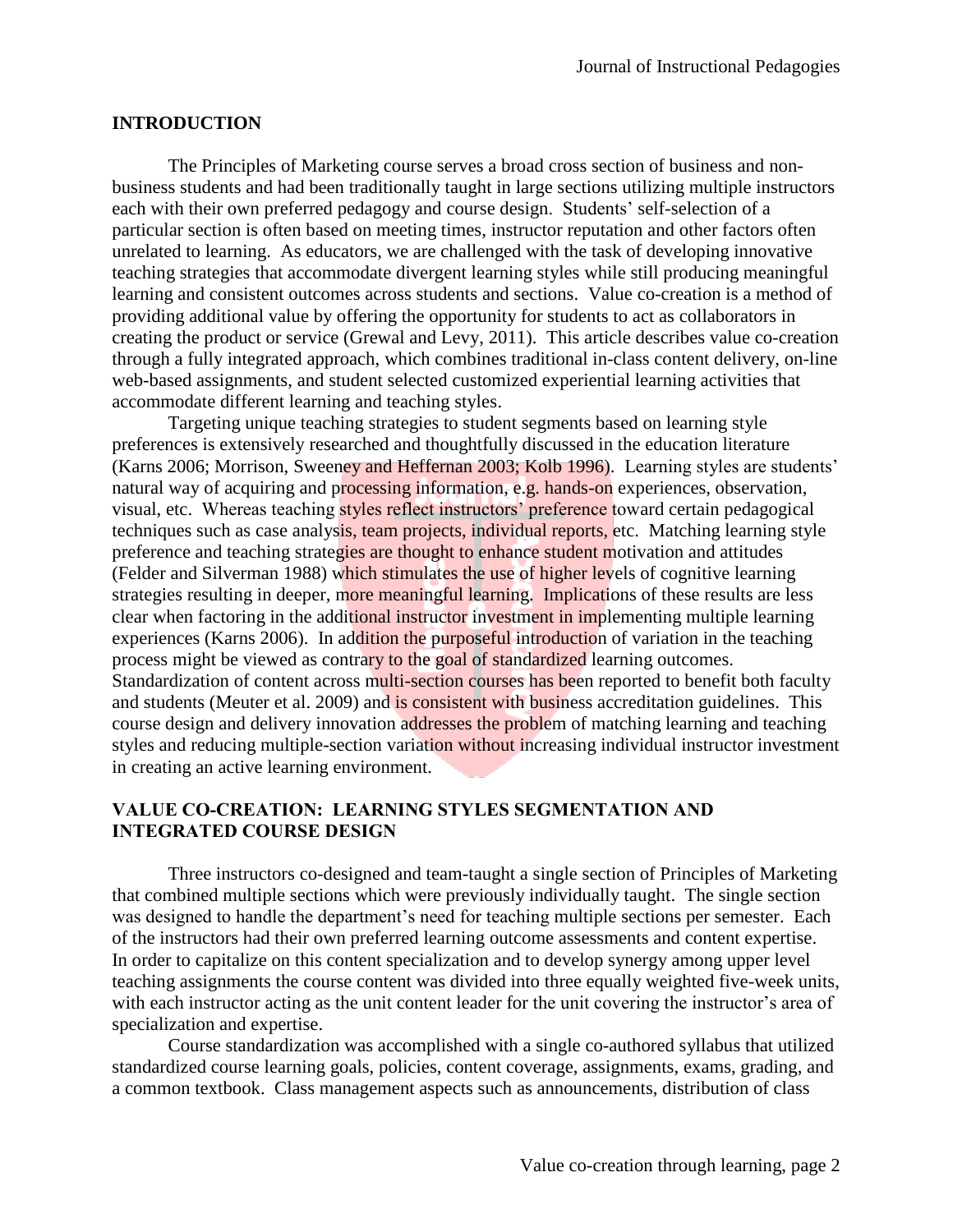## INTRODUCTION

The Principles of Marketing course serves a broad cross section of business and non-business students and had been traditionally taught in large sections utilizing multiple instructors each with their own preferred pedagogy and course design. Students' self-selection of a particular section is often based on meeting times, instructor reputation and other factors often unrelated to learning. As educators, we are challenged with the task of developing innovative teaching strategies that accommodate divergent learning styles while still producing meaningful learning and consistent outcomes across students and sections. Value co-creation is a method of providing additional value by offering the opportunity for students to act as collaborators in creating the product or service (Grewal and Levy, 2011). This article describes value co-creation through a fully integrated approach, which combines traditional in-class content delivery, on-line web-based assignments, and student selected customized experiential learning activities that accommodate different learning and teaching styles.

Targeting unique teaching strategies to student segments based on learning style preferences is extensively researched and thoughtfully discussed in the education literature (Karns 2006; Morrison, Sweeney and Heffernan 2003; Kolb 1996). Learning styles are students' natural way of acquiring and processing information, e.g. hands-on experiences, observation, visual, etc. Whereas teaching styles reflect instructors' preference toward certain pedagogical techniques such as case analysis, team projects, individual reports, etc. Matching learning style preference and teaching strategies are thought to enhance student motivation and attitudes (Felder and Silverman 1988) which stimulates the use of higher levels of cognitive learning strategies resulting in deeper, more meaningful learning. Implications of these results are less clear when factoring in the additional instructor investment in implementing multiple learning experiences (Karns 2006). In addition the purposeful introduction of variation in the teaching process might be viewed as contrary to the goal of standardized learning outcomes. Standardization of content across multi-section courses has been reported to benefit both faculty and students (Meuter et al. 2009) and is consistent with business accreditation guidelines. This course design and delivery innovation addresses the problem of matching learning and teaching styles and reducing multiple-section variation without increasing individual instructor investment in creating an active learning environment.

## VALUE CO-CREATION: LEARNING STYLES SEGMENTATION AND INTEGRATED COURSE DESIGN

Three instructors co-designed and team-taught a single section of Principles of Marketing that combined multiple sections which were previously individually taught. The single section was designed to handle the department's need for teaching multiple sections per semester. Each of the instructors had their own preferred learning outcome assessments and content expertise. In order to capitalize on this content specialization and to develop synergy among upper level teaching assignments the course content was divided into three equally weighted five-week units, with each instructor acting as the unit content leader for the unit covering the instructor's area of specialization and expertise.

Course standardization was accomplished with a single co-authored syllabus that utilized standardized course learning goals, policies, content coverage, assignments, exams, grading, and a common textbook. Class management aspects such as announcements, distribution of class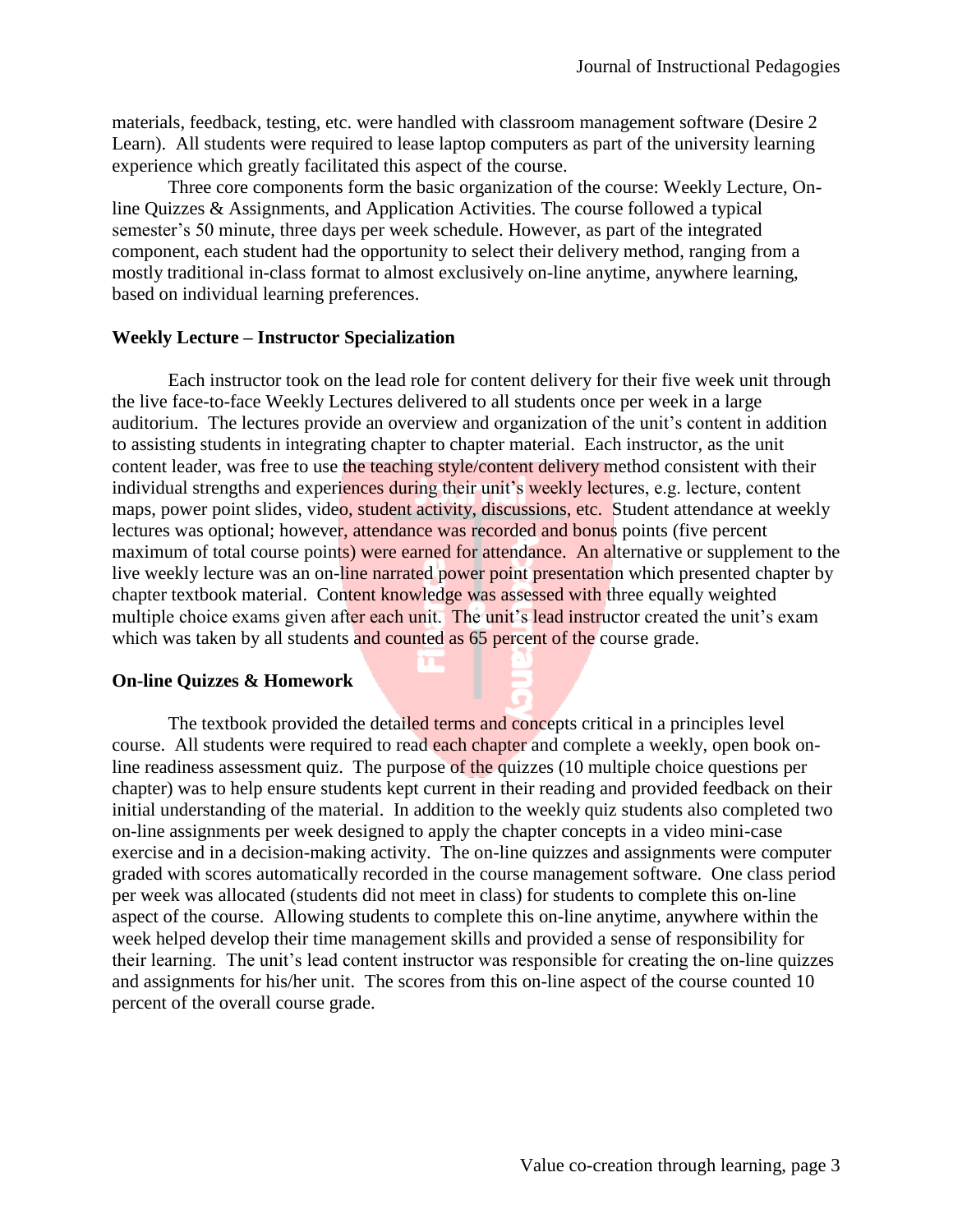materials, feedback, testing, etc. were handled with classroom management software (Desire 2 Learn). All students were required to lease laptop computers as part of the university learning experience which greatly facilitated this aspect of the course.

Three core components form the basic organization of the course: Weekly Lecture, On-line Quizzes & Assignments, and Application Activities. The course followed a typical semester's 50 minute, three days per week schedule. However, as part of the integrated component, each student had the opportunity to select their delivery method, ranging from a mostly traditional in-class format to almost exclusively on-line anytime, anywhere learning, based on individual learning preferences.

**Weekly Lecture – Instructor Specialization**

Each instructor took on the lead role for content delivery for their five week unit through the live face-to-face Weekly Lectures delivered to all students once per week in a large auditorium. The lectures provide an overview and organization of the unit's content in addition to assisting students in integrating chapter to chapter material. Each instructor, as the unit content leader, was free to use the teaching style/content delivery method consistent with their individual strengths and experiences during their unit's weekly lectures, e.g. lecture, content maps, power point slides, video, student activity, discussions, etc. Student attendance at weekly lectures was optional; however, attendance was recorded and bonus points (five percent maximum of total course points) were earned for attendance. An alternative or supplement to the live weekly lecture was an on-line narrated power point presentation which presented chapter by chapter textbook material. Content knowledge was assessed with three equally weighted multiple choice exams given after each unit. The unit's lead instructor created the unit's exam which was taken by all students and counted as 65 percent of the course grade.

**On-line Quizzes & Homework**

The textbook provided the detailed terms and concepts critical in a principles level course. All students were required to read each chapter and complete a weekly, open book on-line readiness assessment quiz. The purpose of the quizzes (10 multiple choice questions per chapter) was to help ensure students kept current in their reading and provided feedback on their initial understanding of the material. In addition to the weekly quiz students also completed two on-line assignments per week designed to apply the chapter concepts in a video mini-case exercise and in a decision-making activity. The on-line quizzes and assignments were computer graded with scores automatically recorded in the course management software. One class period per week was allocated (students did not meet in class) for students to complete this on-line aspect of the course. Allowing students to complete this on-line anytime, anywhere within the week helped develop their time management skills and provided a sense of responsibility for their learning. The unit's lead content instructor was responsible for creating the on-line quizzes and assignments for his/her unit. The scores from this on-line aspect of the course counted 10 percent of the overall course grade.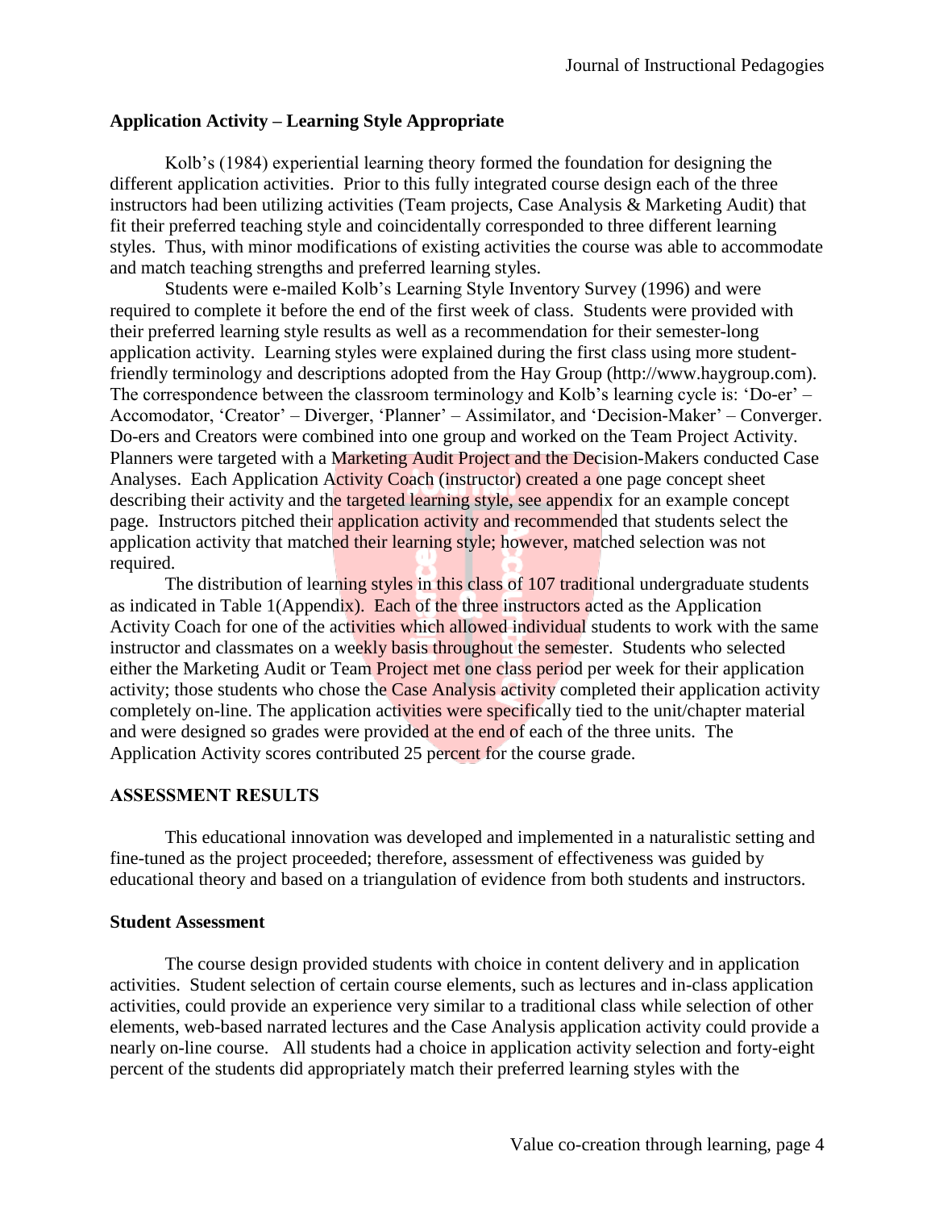## Application Activity – Learning Style Appropriate

Kolb's (1984) experiential learning theory formed the foundation for designing the different application activities. Prior to this fully integrated course design each of the three instructors had been utilizing activities (Team projects, Case Analysis & Marketing Audit) that fit their preferred teaching style and coincidentally corresponded to three different learning styles. Thus, with minor modifications of existing activities the course was able to accommodate and match teaching strengths and preferred learning styles.

Students were e-mailed Kolb's Learning Style Inventory Survey (1996) and were required to complete it before the end of the first week of class. Students were provided with their preferred learning style results as well as a recommendation for their semester-long application activity. Learning styles were explained during the first class using more student-friendly terminology and descriptions adopted from the Hay Group (http://www.haygroup.com). The correspondence between the classroom terminology and Kolb's learning cycle is: 'Do-er' – Accomodator, 'Creator' – Diverger, 'Planner' – Assimilator, and 'Decision-Maker' – Converger. Do-ers and Creators were combined into one group and worked on the Team Project Activity. Planners were targeted with a Marketing Audit Project and the Decision-Makers conducted Case Analyses. Each Application Activity Coach (instructor) created a one page concept sheet describing their activity and the targeted learning style, see appendix for an example concept page. Instructors pitched their application activity and recommended that students select the application activity that matched their learning style; however, matched selection was not required.

The distribution of learning styles in this class of 107 traditional undergraduate students as indicated in Table 1(Appendix). Each of the three instructors acted as the Application Activity Coach for one of the activities which allowed individual students to work with the same instructor and classmates on a weekly basis throughout the semester. Students who selected either the Marketing Audit or Team Project met one class period per week for their application activity; those students who chose the Case Analysis activity completed their application activity completely on-line. The application activities were specifically tied to the unit/chapter material and were designed so grades were provided at the end of each of the three units. The Application Activity scores contributed 25 percent for the course grade.

## ASSESSMENT RESULTS

This educational innovation was developed and implemented in a naturalistic setting and fine-tuned as the project proceeded; therefore, assessment of effectiveness was guided by educational theory and based on a triangulation of evidence from both students and instructors.

### Student Assessment

The course design provided students with choice in content delivery and in application activities. Student selection of certain course elements, such as lectures and in-class application activities, could provide an experience very similar to a traditional class while selection of other elements, web-based narrated lectures and the Case Analysis application activity could provide a nearly on-line course. All students had a choice in application activity selection and forty-eight percent of the students did appropriately match their preferred learning styles with the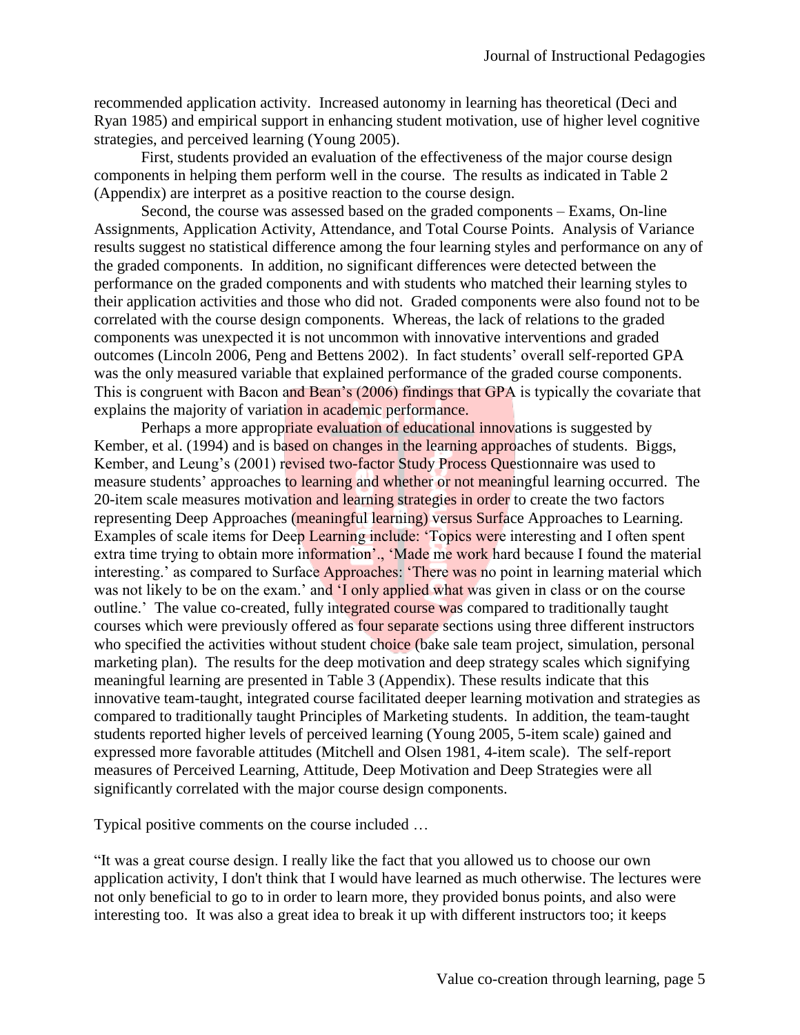recommended application activity. Increased autonomy in learning has theoretical (Deci and Ryan 1985) and empirical support in enhancing student motivation, use of higher level cognitive strategies, and perceived learning (Young 2005).

First, students provided an evaluation of the effectiveness of the major course design components in helping them perform well in the course. The results as indicated in Table 2 (Appendix) are interpret as a positive reaction to the course design.

Second, the course was assessed based on the graded components – Exams, On-line Assignments, Application Activity, Attendance, and Total Course Points. Analysis of Variance results suggest no statistical difference among the four learning styles and performance on any of the graded components. In addition, no significant differences were detected between the performance on the graded components and with students who matched their learning styles to their application activities and those who did not. Graded components were also found not to be correlated with the course design components. Whereas, the lack of relations to the graded components was unexpected it is not uncommon with innovative interventions and graded outcomes (Lincoln 2006, Peng and Bettens 2002). In fact students' overall self-reported GPA was the only measured variable that explained performance of the graded course components. This is congruent with Bacon and Bean's (2006) findings that GPA is typically the covariate that explains the majority of variation in academic performance.

Perhaps a more appropriate evaluation of educational innovations is suggested by Kember, et al. (1994) and is based on changes in the learning approaches of students. Biggs, Kember, and Leung's (2001) revised two-factor Study Process Questionnaire was used to measure students' approaches to learning and whether or not meaningful learning occurred. The 20-item scale measures motivation and learning strategies in order to create the two factors representing Deep Approaches (meaningful learning) versus Surface Approaches to Learning. Examples of scale items for Deep Learning include: 'Topics were interesting and I often spent extra time trying to obtain more information'., 'Made me work hard because I found the material interesting.' as compared to Surface Approaches: 'There was no point in learning material which was not likely to be on the exam.' and 'I only applied what was given in class or on the course outline.' The value co-created, fully integrated course was compared to traditionally taught courses which were previously offered as four separate sections using three different instructors who specified the activities without student choice (bake sale team project, simulation, personal marketing plan). The results for the deep motivation and deep strategy scales which signifying meaningful learning are presented in Table 3 (Appendix). These results indicate that this innovative team-taught, integrated course facilitated deeper learning motivation and strategies as compared to traditionally taught Principles of Marketing students. In addition, the team-taught students reported higher levels of perceived learning (Young 2005, 5-item scale) gained and expressed more favorable attitudes (Mitchell and Olsen 1981, 4-item scale). The self-report measures of Perceived Learning, Attitude, Deep Motivation and Deep Strategies were all significantly correlated with the major course design components.

Typical positive comments on the course included …

"It was a great course design. I really like the fact that you allowed us to choose our own application activity, I don't think that I would have learned as much otherwise. The lectures were not only beneficial to go to in order to learn more, they provided bonus points, and also were interesting too. It was also a great idea to break it up with different instructors too; it keeps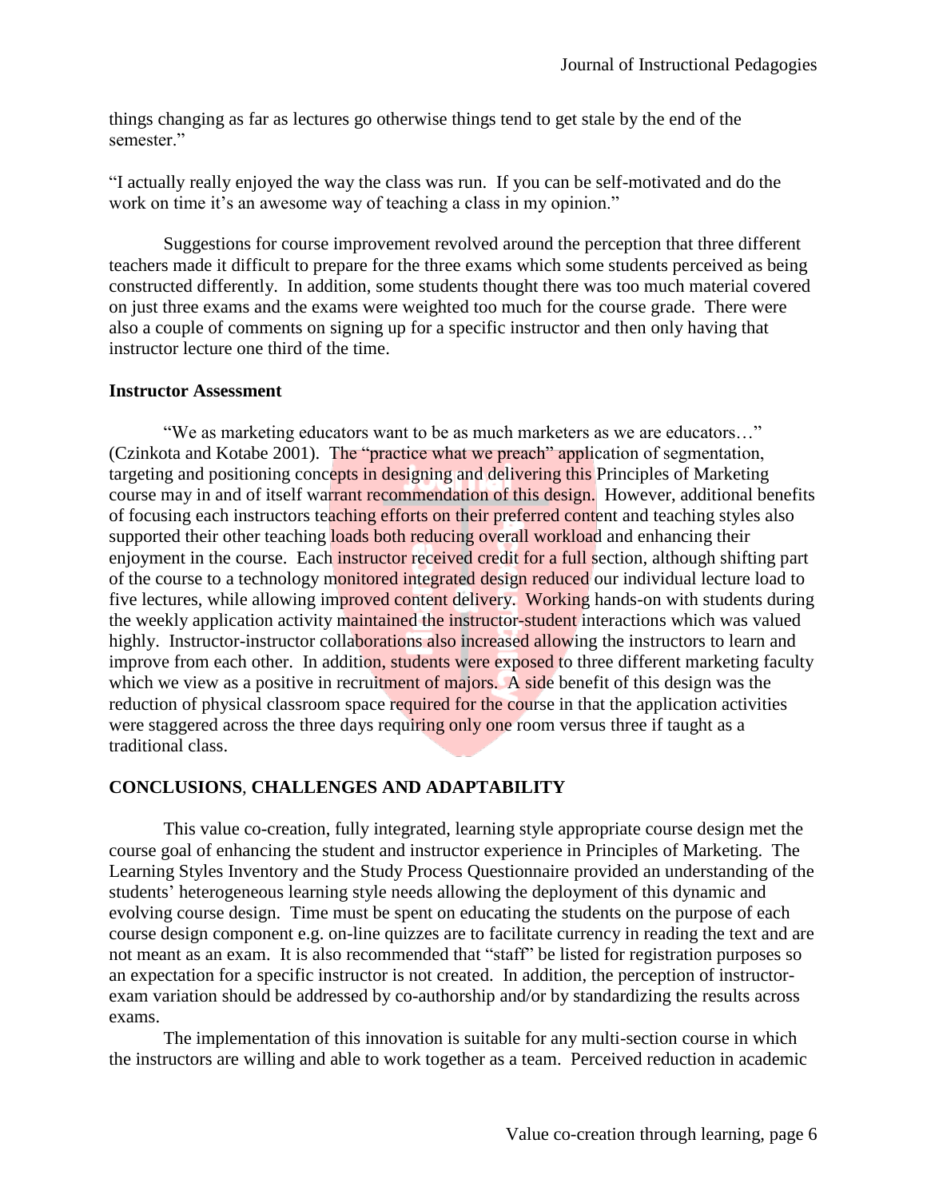things changing as far as lectures go otherwise things tend to get stale by the end of the semester."

"I actually really enjoyed the way the class was run. If you can be self-motivated and do the work on time it's an awesome way of teaching a class in my opinion."

Suggestions for course improvement revolved around the perception that three different teachers made it difficult to prepare for the three exams which some students perceived as being constructed differently. In addition, some students thought there was too much material covered on just three exams and the exams were weighted too much for the course grade. There were also a couple of comments on signing up for a specific instructor and then only having that instructor lecture one third of the time.

### Instructor Assessment

"We as marketing educators want to be as much marketers as we are educators…" (Czinkota and Kotabe 2001). The "practice what we preach" application of segmentation, targeting and positioning concepts in designing and delivering this Principles of Marketing course may in and of itself warrant recommendation of this design. However, additional benefits of focusing each instructors teaching efforts on their preferred content and teaching styles also supported their other teaching loads both reducing overall workload and enhancing their enjoyment in the course. Each instructor received credit for a full section, although shifting part of the course to a technology monitored integrated design reduced our individual lecture load to five lectures, while allowing improved content delivery. Working hands-on with students during the weekly application activity maintained the instructor-student interactions which was valued highly. Instructor-instructor collaborations also increased allowing the instructors to learn and improve from each other. In addition, students were exposed to three different marketing faculty which we view as a positive in recruitment of majors. A side benefit of this design was the reduction of physical classroom space required for the course in that the application activities were staggered across the three days requiring only one room versus three if taught as a traditional class.

## CONCLUSIONS, CHALLENGES AND ADAPTABILITY

This value co-creation, fully integrated, learning style appropriate course design met the course goal of enhancing the student and instructor experience in Principles of Marketing. The Learning Styles Inventory and the Study Process Questionnaire provided an understanding of the students' heterogeneous learning style needs allowing the deployment of this dynamic and evolving course design. Time must be spent on educating the students on the purpose of each course design component e.g. on-line quizzes are to facilitate currency in reading the text and are not meant as an exam. It is also recommended that "staff" be listed for registration purposes so an expectation for a specific instructor is not created. In addition, the perception of instructor-exam variation should be addressed by co-authorship and/or by standardizing the results across exams.

The implementation of this innovation is suitable for any multi-section course in which the instructors are willing and able to work together as a team. Perceived reduction in academic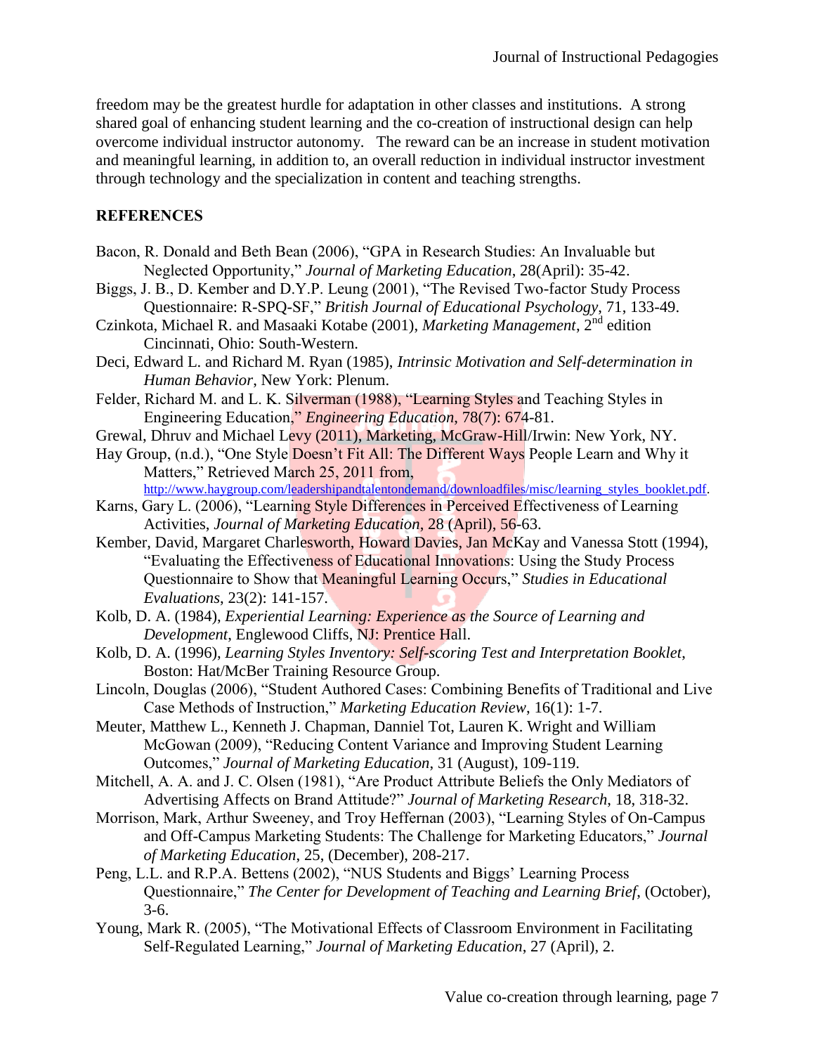freedom may be the greatest hurdle for adaptation in other classes and institutions. A strong shared goal of enhancing student learning and the co-creation of instructional design can help overcome individual instructor autonomy. The reward can be an increase in student motivation and meaningful learning, in addition to, an overall reduction in individual instructor investment through technology and the specialization in content and teaching strengths.

## REFERENCES

Bacon, R. Donald and Beth Bean (2006), "GPA in Research Studies: An Invaluable but Neglected Opportunity," *Journal of Marketing Education*, 28(April): 35-42.

Biggs, J. B., D. Kember and D.Y.P. Leung (2001), "The Revised Two-factor Study Process Questionnaire: R-SPQ-SF," *British Journal of Educational Psychology*, 71, 133-49.

Czinkota, Michael R. and Masaaki Kotabe (2001), *Marketing Management*, 2nd edition Cincinnati, Ohio: South-Western.

Deci, Edward L. and Richard M. Ryan (1985), *Intrinsic Motivation and Self-determination in Human Behavior*, New York: Plenum.

Felder, Richard M. and L. K. Silverman (1988), "Learning Styles and Teaching Styles in Engineering Education," *Engineering Education*, 78(7): 674-81.

Grewal, Dhruv and Michael Levy (2011), Marketing, McGraw-Hill/Irwin: New York, NY.

Hay Group, (n.d.), "One Style Doesn't Fit All: The Different Ways People Learn and Why it Matters," Retrieved March 25, 2011 from, http://www.haygroup.com/leadershipandtalentondemand/downloadfiles/misc/learning_styles_booklet.pdf.

Karns, Gary L. (2006), "Learning Style Differences in Perceived Effectiveness of Learning Activities, *Journal of Marketing Education*, 28 (April), 56-63.

Kember, David, Margaret Charlesworth, Howard Davies, Jan McKay and Vanessa Stott (1994), "Evaluating the Effectiveness of Educational Innovations: Using the Study Process Questionnaire to Show that Meaningful Learning Occurs," *Studies in Educational Evaluations*, 23(2): 141-157.

Kolb, D. A. (1984), *Experiential Learning: Experience as the Source of Learning and Development*, Englewood Cliffs, NJ: Prentice Hall.

Kolb, D. A. (1996), *Learning Styles Inventory: Self-scoring Test and Interpretation Booklet*, Boston: Hat/McBer Training Resource Group.

Lincoln, Douglas (2006), "Student Authored Cases: Combining Benefits of Traditional and Live Case Methods of Instruction," *Marketing Education Review*, 16(1): 1-7.

Meuter, Matthew L., Kenneth J. Chapman, Danniel Tot, Lauren K. Wright and William McGowan (2009), "Reducing Content Variance and Improving Student Learning Outcomes," *Journal of Marketing Education*, 31 (August), 109-119.

Mitchell, A. A. and J. C. Olsen (1981), "Are Product Attribute Beliefs the Only Mediators of Advertising Affects on Brand Attitude?" *Journal of Marketing Research*, 18, 318-32.

Morrison, Mark, Arthur Sweeney, and Troy Heffernan (2003), "Learning Styles of On-Campus and Off-Campus Marketing Students: The Challenge for Marketing Educators," *Journal of Marketing Education*, 25, (December), 208-217.

Peng, L.L. and R.P.A. Bettens (2002), "NUS Students and Biggs' Learning Process Questionnaire," *The Center for Development of Teaching and Learning Brief*, (October), 3-6.

Young, Mark R. (2005), "The Motivational Effects of Classroom Environment in Facilitating Self-Regulated Learning," *Journal of Marketing Education*, 27 (April), 2.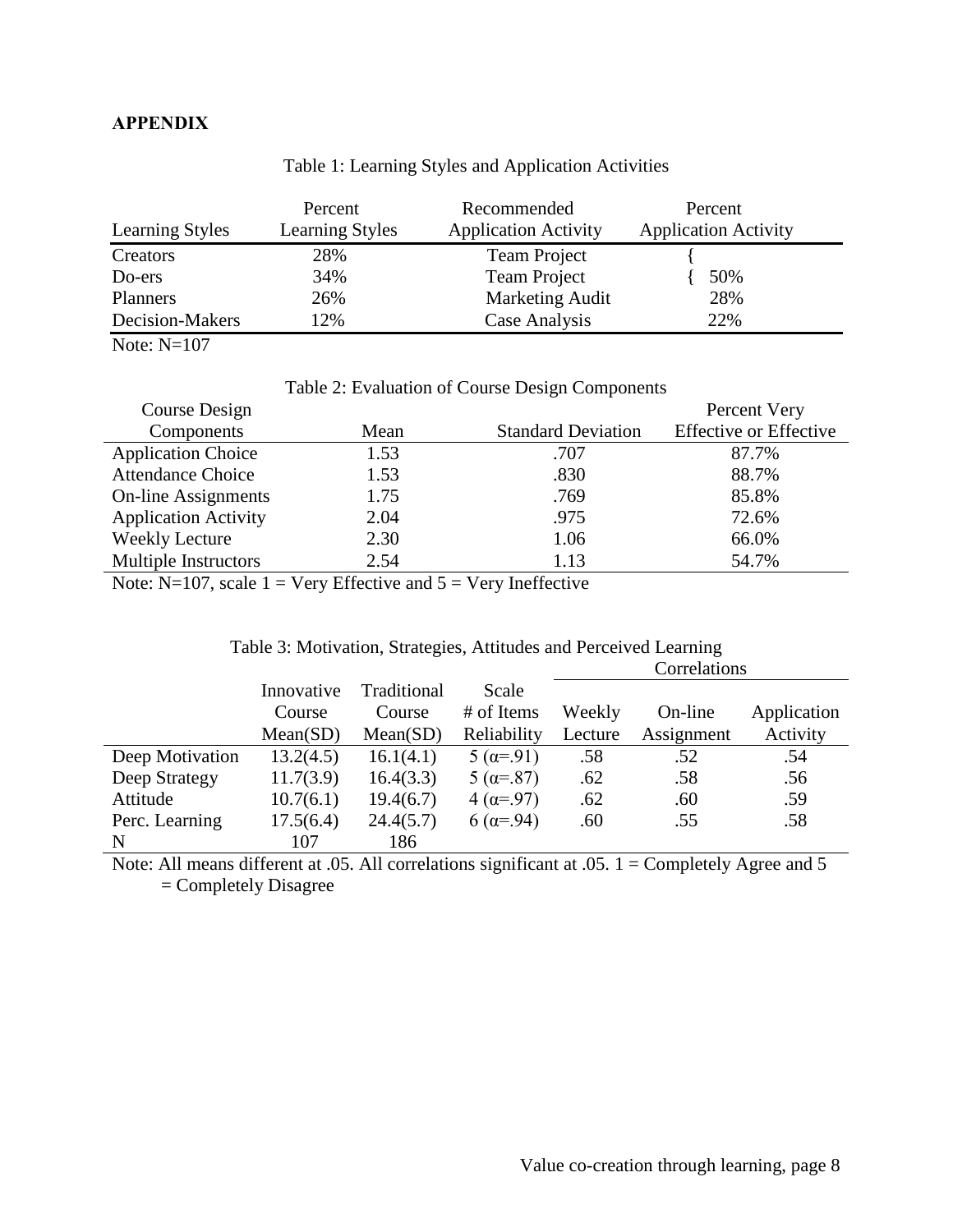## APPENDIX

Table 1: Learning Styles and Application Activities

| Learning Styles | Percent Learning Styles | Recommended Application Activity | Percent Application Activity |
|---|---|---|---|
| Creators | 28% | Team Project | { |
| Do-ers | 34% | Team Project | { 50% |
| Planners | 26% | Marketing Audit | 28% |
| Decision-Makers | 12% | Case Analysis | 22% |

Note: N=107

Table 2: Evaluation of Course Design Components

| Course Design Components | Mean | Standard Deviation | Percent Very Effective or Effective |
|---|---|---|---|
| Application Choice | 1.53 | .707 | 87.7% |
| Attendance Choice | 1.53 | .830 | 88.7% |
| On-line Assignments | 1.75 | .769 | 85.8% |
| Application Activity | 2.04 | .975 | 72.6% |
| Weekly Lecture | 2.30 | 1.06 | 66.0% |
| Multiple Instructors | 2.54 | 1.13 | 54.7% |

Note: N=107, scale 1 = Very Effective and 5 = Very Ineffective

Table 3: Motivation, Strategies, Attitudes and Perceived Learning

| | Innovative Course Mean(SD) | Traditional Course Mean(SD) | Scale # of Items Reliability | Correlations: Weekly Lecture | Correlations: On-line Assignment | Correlations: Application Activity |
|---|---|---|---|---|---|---|
| Deep Motivation | 13.2(4.5) | 16.1(4.1) | 5 ($\alpha$=.91) | .58 | .52 | .54 |
| Deep Strategy | 11.7(3.9) | 16.4(3.3) | 5 ($\alpha$=.87) | .62 | .58 | .56 |
| Attitude | 10.7(6.1) | 19.4(6.7) | 4 ($\alpha$=.97) | .62 | .60 | .59 |
| Perc. Learning | 17.5(6.4) | 24.4(5.7) | 6 ($\alpha$=.94) | .60 | .55 | .58 |
| N | 107 | 186 | | | | |

Note: All means different at .05. All correlations significant at .05. 1 = Completely Agree and 5 = Completely Disagree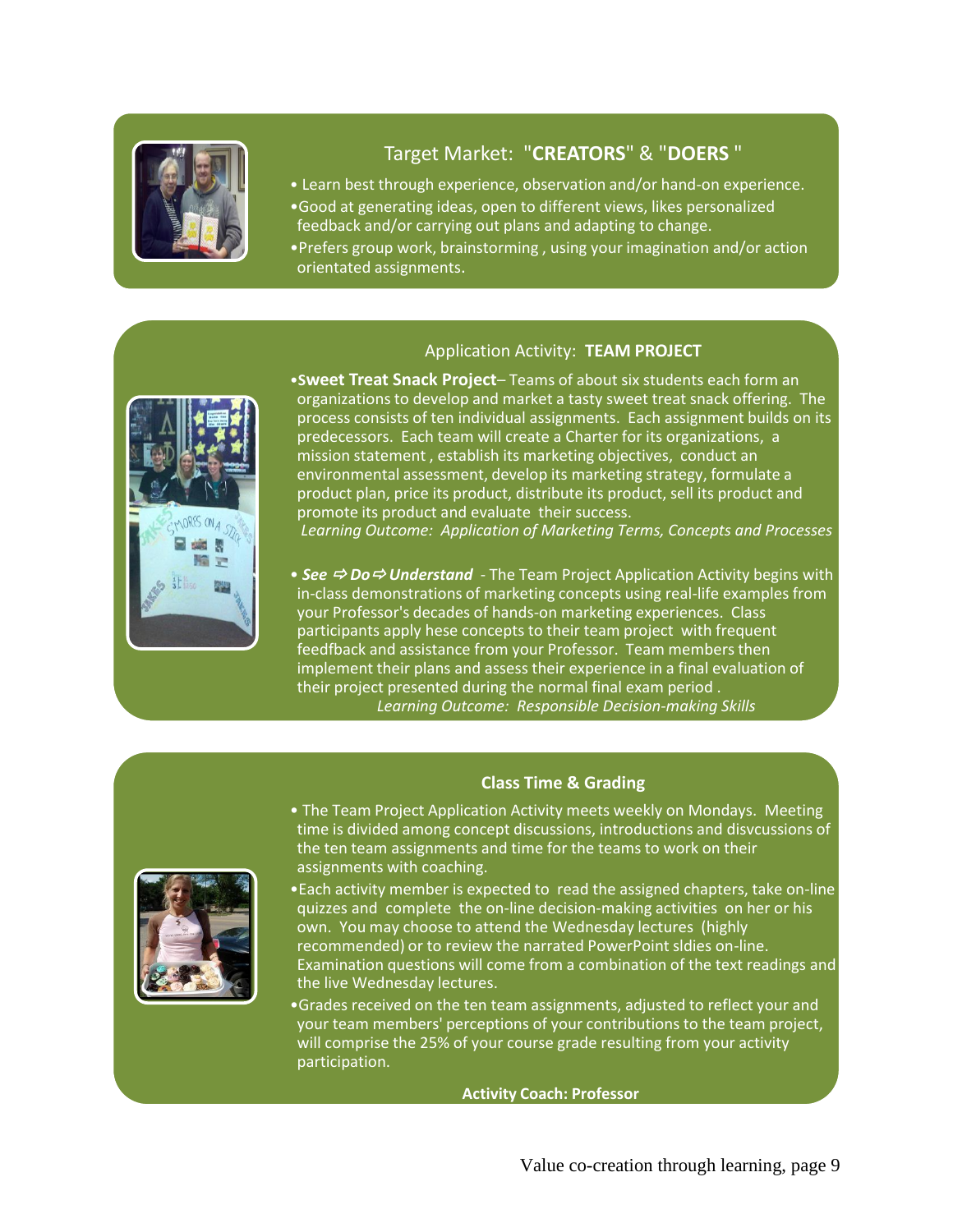## Target Market: "**CREATORS**" & "**DOERS** "

- Learn best through experience, observation and/or hand-on experience.
- Good at generating ideas, open to different views, likes personalized feedback and/or carrying out plans and adapting to change.
- Prefers group work, brainstorming , using your imagination and/or action orientated assignments.

## Application Activity: **TEAM PROJECT**

- **Sweet Treat Snack Project**– Teams of about six students each form an organizations to develop and market a tasty sweet treat snack offering. The process consists of ten individual assignments. Each assignment builds on its predecessors. Each team will create a Charter for its organizations, a mission statement , establish its marketing objectives, conduct an environmental assessment, develop its marketing strategy, formulate a product plan, price its product, distribute its product, sell its product and promote its product and evaluate their success.
  *Learning Outcome: Application of Marketing Terms, Concepts and Processes*

- ***See ⇨ Do ⇨ Understand*** - The Team Project Application Activity begins with in-class demonstrations of marketing concepts using real-life examples from your Professor's decades of hands-on marketing experiences. Class participants apply hese concepts to their team project with frequent feedback and assistance from your Professor. Team members then implement their plans and assess their experience in a final evaluation of their project presented during the normal final exam period .
  *Learning Outcome: Responsible Decision-making Skills*

## Class Time & Grading

- The Team Project Application Activity meets weekly on Mondays. Meeting time is divided among concept discussions, introductions and disvcussions of the ten team assignments and time for the teams to work on their assignments with coaching.
- Each activity member is expected to read the assigned chapters, take on-line quizzes and complete the on-line decision-making activities on her or his own. You may choose to attend the Wednesday lectures (highly recommended) or to review the narrated PowerPoint sldies on-line. Examination questions will come from a combination of the text readings and the live Wednesday lectures.
- Grades received on the ten team assignments, adjusted to reflect your and your team members' perceptions of your contributions to the team project, will comprise the 25% of your course grade resulting from your activity participation.

**Activity Coach: Professor**